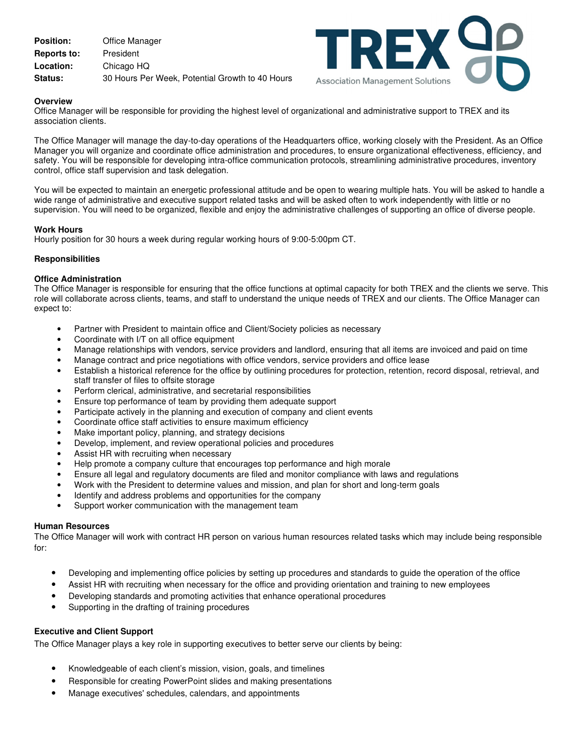**Position:** Office Manager
**Reports to:** President
**Location:** Chicago HQ
**Status:** 30 Hours Per Week, Potential Growth to 40 Hours

TREX
Association Management Solutions

### Overview

Office Manager will be responsible for providing the highest level of organizational and administrative support to TREX and its association clients.

The Office Manager will manage the day-to-day operations of the Headquarters office, working closely with the President. As an Office Manager you will organize and coordinate office administration and procedures, to ensure organizational effectiveness, efficiency, and safety. You will be responsible for developing intra-office communication protocols, streamlining administrative procedures, inventory control, office staff supervision and task delegation.

You will be expected to maintain an energetic professional attitude and be open to wearing multiple hats. You will be asked to handle a wide range of administrative and executive support related tasks and will be asked often to work independently with little or no supervision. You will need to be organized, flexible and enjoy the administrative challenges of supporting an office of diverse people.

### Work Hours

Hourly position for 30 hours a week during regular working hours of 9:00-5:00pm CT.

### Responsibilities

#### Office Administration

The Office Manager is responsible for ensuring that the office functions at optimal capacity for both TREX and the clients we serve. This role will collaborate across clients, teams, and staff to understand the unique needs of TREX and our clients. The Office Manager can expect to:

- Partner with President to maintain office and Client/Society policies as necessary
- Coordinate with I/T on all office equipment
- Manage relationships with vendors, service providers and landlord, ensuring that all items are invoiced and paid on time
- Manage contract and price negotiations with office vendors, service providers and office lease
- Establish a historical reference for the office by outlining procedures for protection, retention, record disposal, retrieval, and staff transfer of files to offsite storage
- Perform clerical, administrative, and secretarial responsibilities
- Ensure top performance of team by providing them adequate support
- Participate actively in the planning and execution of company and client events
- Coordinate office staff activities to ensure maximum efficiency
- Make important policy, planning, and strategy decisions
- Develop, implement, and review operational policies and procedures
- Assist HR with recruiting when necessary
- Help promote a company culture that encourages top performance and high morale
- Ensure all legal and regulatory documents are filed and monitor compliance with laws and regulations
- Work with the President to determine values and mission, and plan for short and long-term goals
- Identify and address problems and opportunities for the company
- Support worker communication with the management team

#### Human Resources

The Office Manager will work with contract HR person on various human resources related tasks which may include being responsible for:

- Developing and implementing office policies by setting up procedures and standards to guide the operation of the office
- Assist HR with recruiting when necessary for the office and providing orientation and training to new employees
- Developing standards and promoting activities that enhance operational procedures
- Supporting in the drafting of training procedures

#### Executive and Client Support

The Office Manager plays a key role in supporting executives to better serve our clients by being:

- Knowledgeable of each client's mission, vision, goals, and timelines
- Responsible for creating PowerPoint slides and making presentations
- Manage executives' schedules, calendars, and appointments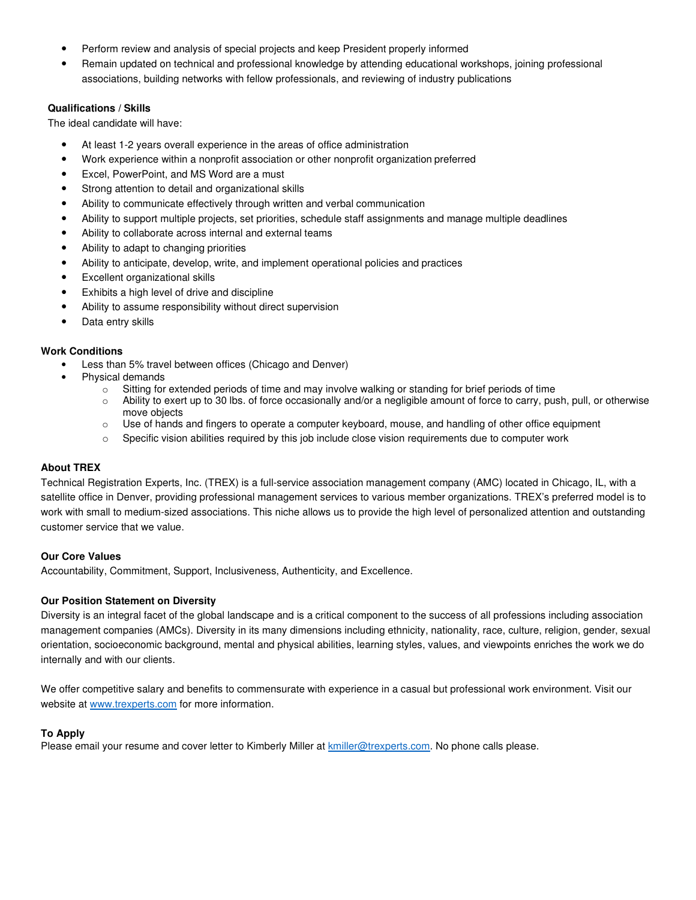- Perform review and analysis of special projects and keep President properly informed
- Remain updated on technical and professional knowledge by attending educational workshops, joining professional associations, building networks with fellow professionals, and reviewing of industry publications

**Qualifications / Skills**

The ideal candidate will have:

- At least 1-2 years overall experience in the areas of office administration
- Work experience within a nonprofit association or other nonprofit organization preferred
- Excel, PowerPoint, and MS Word are a must
- Strong attention to detail and organizational skills
- Ability to communicate effectively through written and verbal communication
- Ability to support multiple projects, set priorities, schedule staff assignments and manage multiple deadlines
- Ability to collaborate across internal and external teams
- Ability to adapt to changing priorities
- Ability to anticipate, develop, write, and implement operational policies and practices
- Excellent organizational skills
- Exhibits a high level of drive and discipline
- Ability to assume responsibility without direct supervision
- Data entry skills

**Work Conditions**

- Less than 5% travel between offices (Chicago and Denver)
- Physical demands
  - Sitting for extended periods of time and may involve walking or standing for brief periods of time
  - Ability to exert up to 30 lbs. of force occasionally and/or a negligible amount of force to carry, push, pull, or otherwise move objects
  - Use of hands and fingers to operate a computer keyboard, mouse, and handling of other office equipment
  - Specific vision abilities required by this job include close vision requirements due to computer work

**About TREX**

Technical Registration Experts, Inc. (TREX) is a full-service association management company (AMC) located in Chicago, IL, with a satellite office in Denver, providing professional management services to various member organizations. TREX's preferred model is to work with small to medium-sized associations. This niche allows us to provide the high level of personalized attention and outstanding customer service that we value.

**Our Core Values**

Accountability, Commitment, Support, Inclusiveness, Authenticity, and Excellence.

**Our Position Statement on Diversity**

Diversity is an integral facet of the global landscape and is a critical component to the success of all professions including association management companies (AMCs). Diversity in its many dimensions including ethnicity, nationality, race, culture, religion, gender, sexual orientation, socioeconomic background, mental and physical abilities, learning styles, values, and viewpoints enriches the work we do internally and with our clients.

We offer competitive salary and benefits to commensurate with experience in a casual but professional work environment. Visit our website at www.trexperts.com for more information.

**To Apply**

Please email your resume and cover letter to Kimberly Miller at kmiller@trexperts.com. No phone calls please.